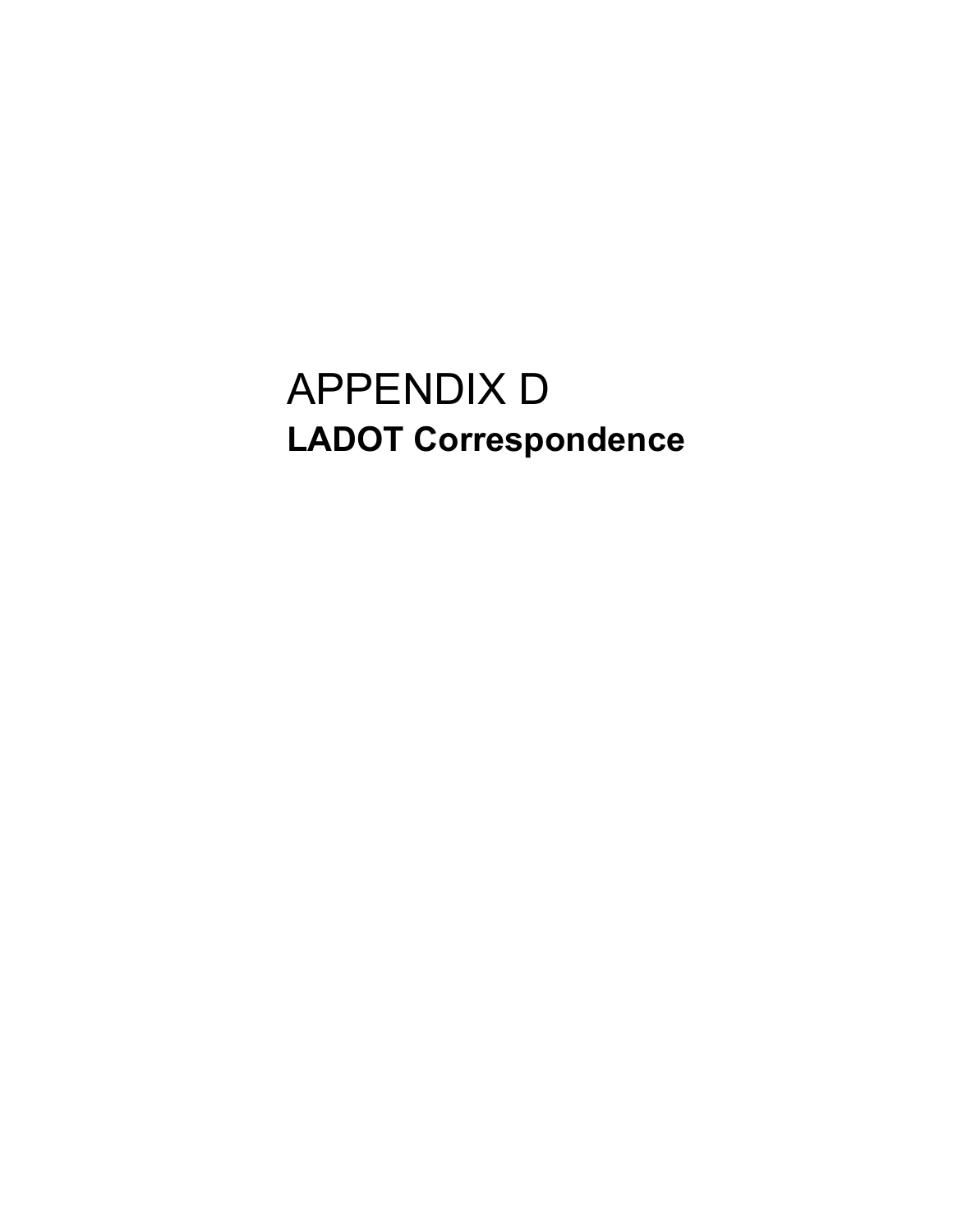# APPENDIX D

## LADOT Correspondence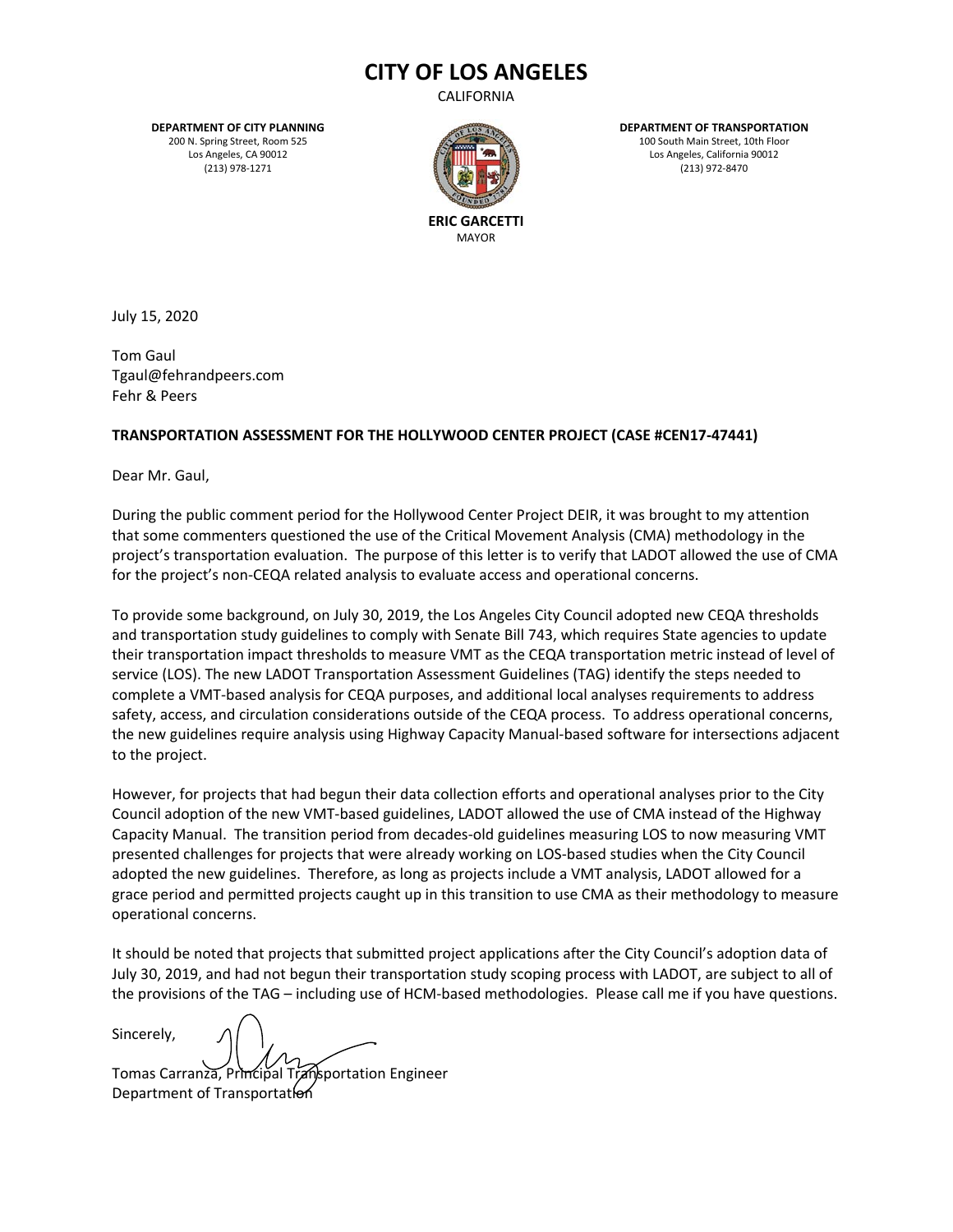# CITY OF LOS ANGELES

CALIFORNIA

**DEPARTMENT OF CITY PLANNING**
200 N. Spring Street, Room 525
Los Angeles, CA 90012
(213) 978-1271

**ERIC GARCETTI**
MAYOR

**DEPARTMENT OF TRANSPORTATION**
100 South Main Street, 10th Floor
Los Angeles, California 90012
(213) 972-8470

July 15, 2020

Tom Gaul
Tgaul@fehrandpeers.com
Fehr & Peers

**TRANSPORTATION ASSESSMENT FOR THE HOLLYWOOD CENTER PROJECT (CASE #CEN17-47441)**

Dear Mr. Gaul,

During the public comment period for the Hollywood Center Project DEIR, it was brought to my attention that some commenters questioned the use of the Critical Movement Analysis (CMA) methodology in the project's transportation evaluation. The purpose of this letter is to verify that LADOT allowed the use of CMA for the project's non-CEQA related analysis to evaluate access and operational concerns.

To provide some background, on July 30, 2019, the Los Angeles City Council adopted new CEQA thresholds and transportation study guidelines to comply with Senate Bill 743, which requires State agencies to update their transportation impact thresholds to measure VMT as the CEQA transportation metric instead of level of service (LOS). The new LADOT Transportation Assessment Guidelines (TAG) identify the steps needed to complete a VMT-based analysis for CEQA purposes, and additional local analyses requirements to address safety, access, and circulation considerations outside of the CEQA process. To address operational concerns, the new guidelines require analysis using Highway Capacity Manual-based software for intersections adjacent to the project.

However, for projects that had begun their data collection efforts and operational analyses prior to the City Council adoption of the new VMT-based guidelines, LADOT allowed the use of CMA instead of the Highway Capacity Manual. The transition period from decades-old guidelines measuring LOS to now measuring VMT presented challenges for projects that were already working on LOS-based studies when the City Council adopted the new guidelines. Therefore, as long as projects include a VMT analysis, LADOT allowed for a grace period and permitted projects caught up in this transition to use CMA as their methodology to measure operational concerns.

It should be noted that projects that submitted project applications after the City Council's adoption data of July 30, 2019, and had not begun their transportation study scoping process with LADOT, are subject to all of the provisions of the TAG – including use of HCM-based methodologies. Please call me if you have questions.

Sincerely,

Tomas Carranza, Principal Transportation Engineer
Department of Transportation